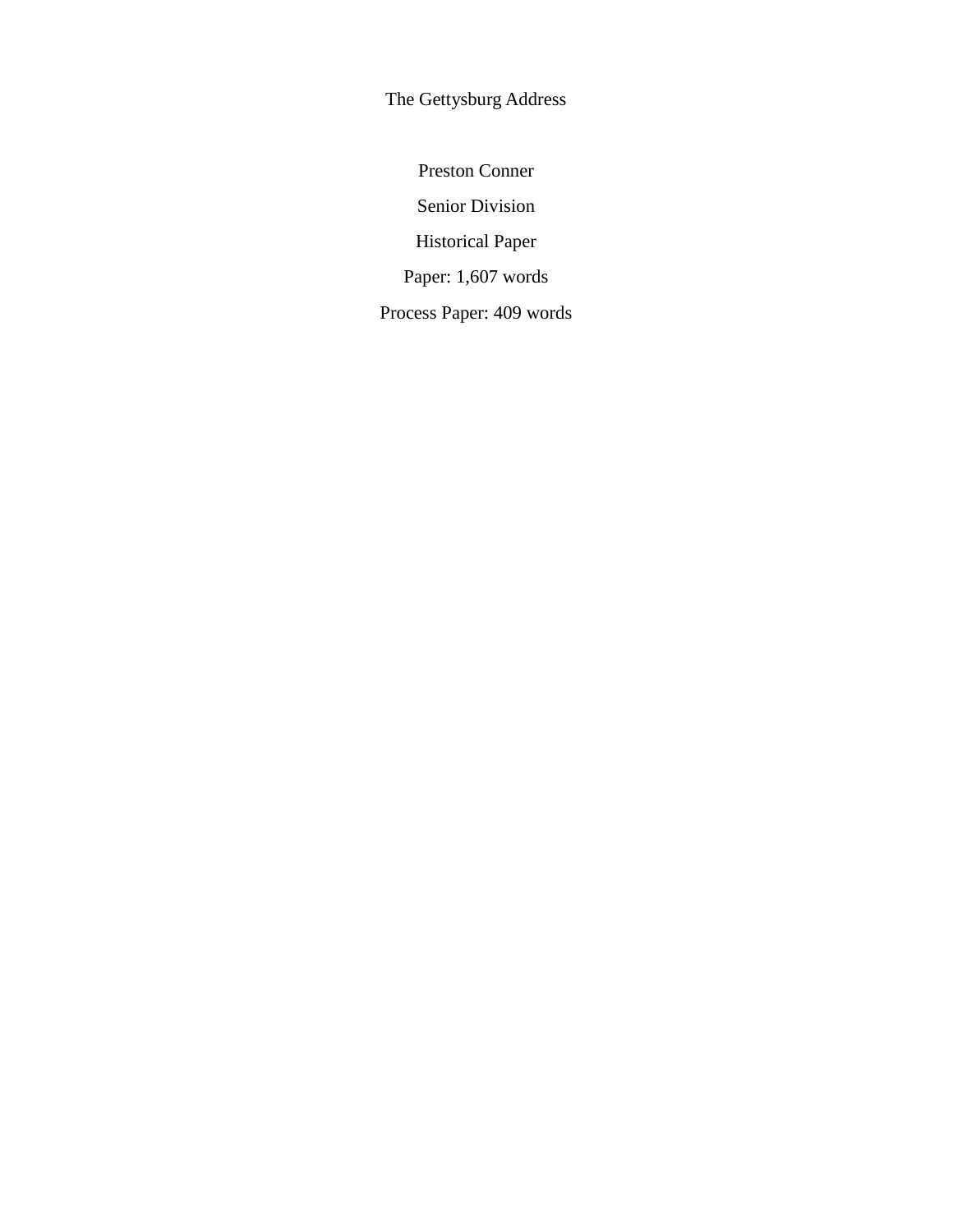# The Gettysburg Address

Preston Conner

Senior Division

Historical Paper

Paper: 1,607 words

Process Paper: 409 words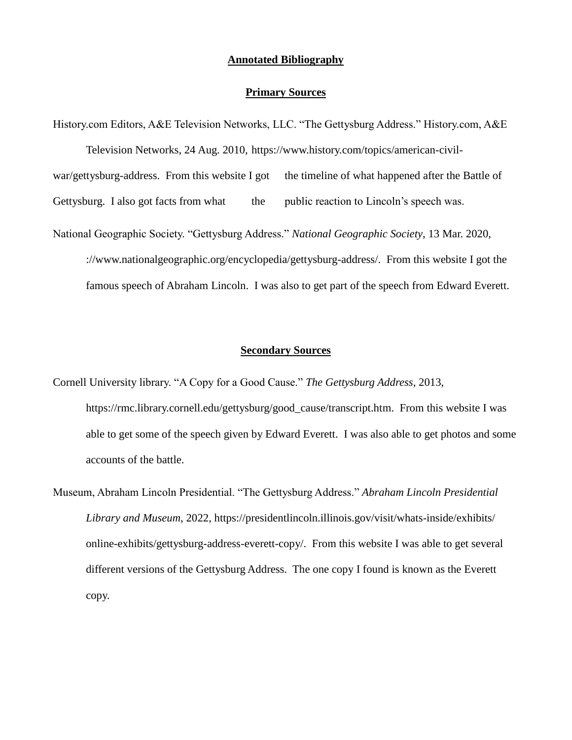## Annotated Bibliography

### Primary Sources

History.com Editors, A&E Television Networks, LLC. "The Gettysburg Address." History.com, A&E Television Networks, 24 Aug. 2010, https://www.history.com/topics/american-civil-war/gettysburg-address. From this website I got the timeline of what happened after the Battle of Gettysburg. I also got facts from what the public reaction to Lincoln's speech was.

National Geographic Society. "Gettysburg Address." *National Geographic Society*, 13 Mar. 2020, ://www.nationalgeographic.org/encyclopedia/gettysburg-address/. From this website I got the famous speech of Abraham Lincoln. I was also to get part of the speech from Edward Everett.

### Secondary Sources

Cornell University library. "A Copy for a Good Cause." *The Gettysburg Address*, 2013, https://rmc.library.cornell.edu/gettysburg/good_cause/transcript.htm. From this website I was able to get some of the speech given by Edward Everett. I was also able to get photos and some accounts of the battle.

Museum, Abraham Lincoln Presidential. "The Gettysburg Address." *Abraham Lincoln Presidential Library and Museum*, 2022, https://presidentlincoln.illinois.gov/visit/whats-inside/exhibits/online-exhibits/gettysburg-address-everett-copy/. From this website I was able to get several different versions of the Gettysburg Address. The one copy I found is known as the Everett copy.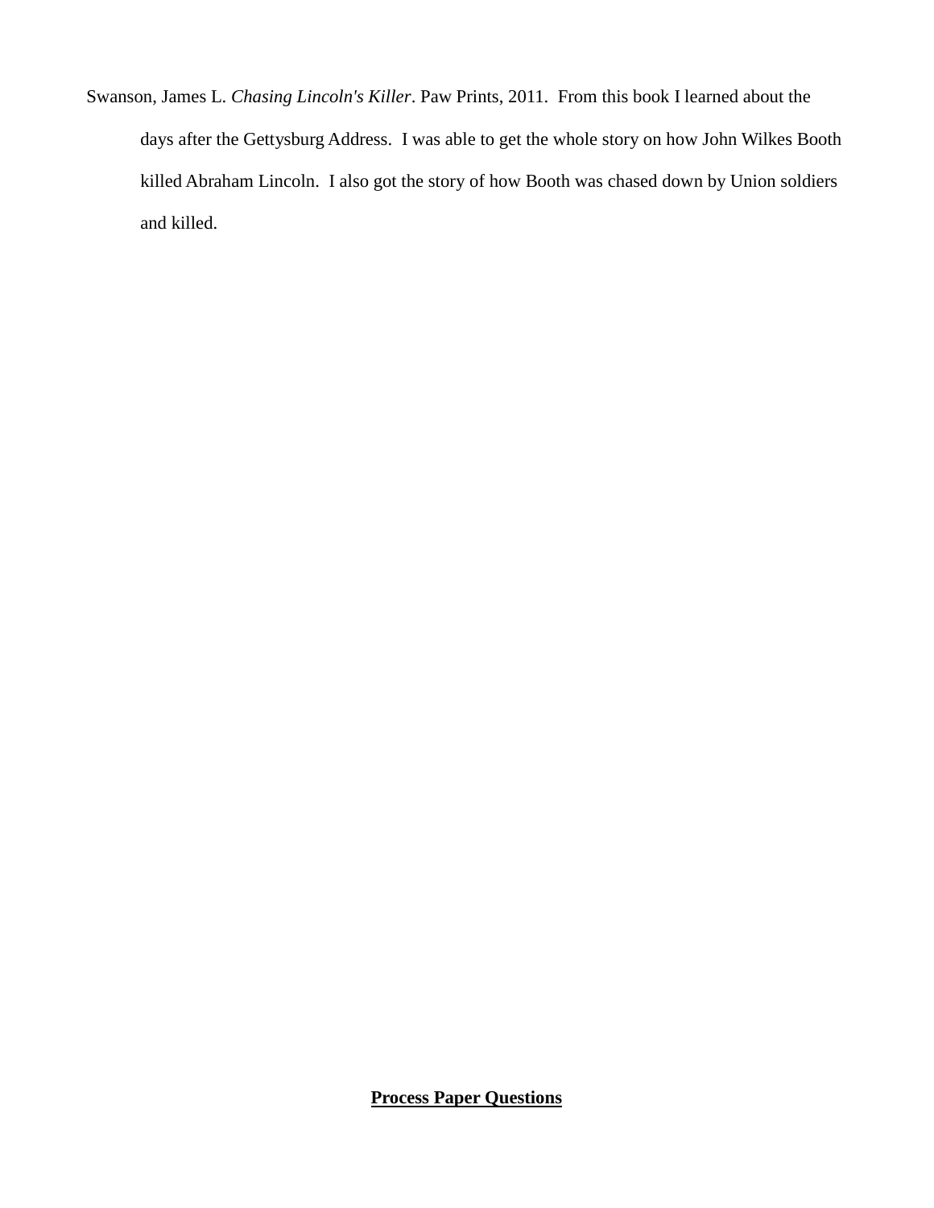Swanson, James L. *Chasing Lincoln's Killer*. Paw Prints, 2011. From this book I learned about the days after the Gettysburg Address. I was able to get the whole story on how John Wilkes Booth killed Abraham Lincoln. I also got the story of how Booth was chased down by Union soldiers and killed.

**Process Paper Questions**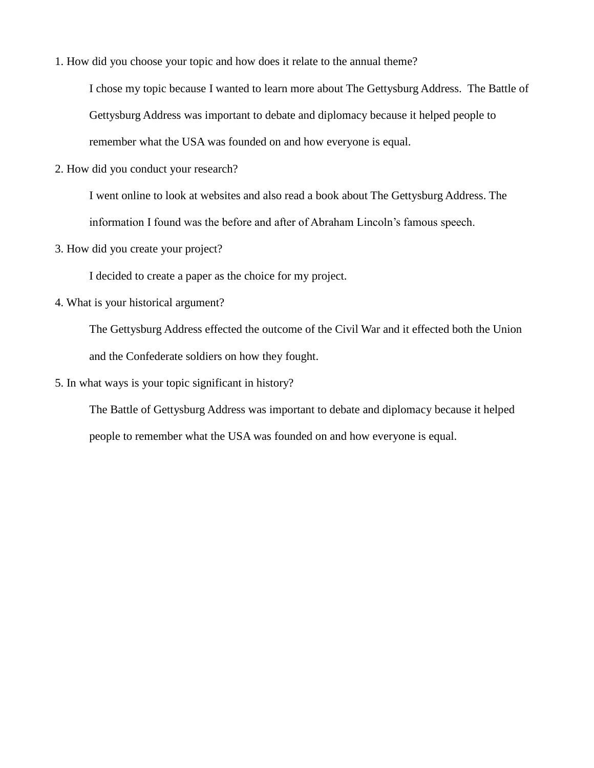1. How did you choose your topic and how does it relate to the annual theme?

   I chose my topic because I wanted to learn more about The Gettysburg Address. The Battle of Gettysburg Address was important to debate and diplomacy because it helped people to remember what the USA was founded on and how everyone is equal.

2. How did you conduct your research?

   I went online to look at websites and also read a book about The Gettysburg Address. The information I found was the before and after of Abraham Lincoln's famous speech.

3. How did you create your project?

   I decided to create a paper as the choice for my project.

4. What is your historical argument?

   The Gettysburg Address effected the outcome of the Civil War and it effected both the Union and the Confederate soldiers on how they fought.

5. In what ways is your topic significant in history?

   The Battle of Gettysburg Address was important to debate and diplomacy because it helped people to remember what the USA was founded on and how everyone is equal.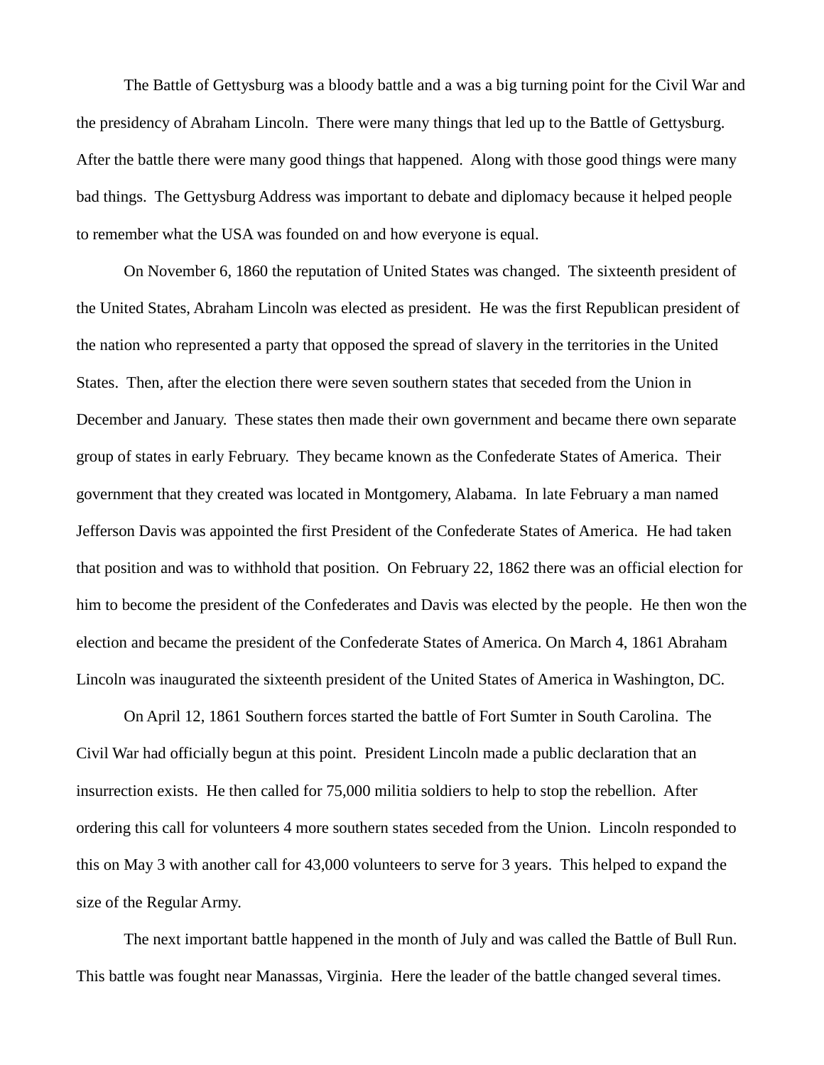The Battle of Gettysburg was a bloody battle and a was a big turning point for the Civil War and the presidency of Abraham Lincoln. There were many things that led up to the Battle of Gettysburg. After the battle there were many good things that happened. Along with those good things were many bad things. The Gettysburg Address was important to debate and diplomacy because it helped people to remember what the USA was founded on and how everyone is equal.

On November 6, 1860 the reputation of United States was changed. The sixteenth president of the United States, Abraham Lincoln was elected as president. He was the first Republican president of the nation who represented a party that opposed the spread of slavery in the territories in the United States. Then, after the election there were seven southern states that seceded from the Union in December and January. These states then made their own government and became there own separate group of states in early February. They became known as the Confederate States of America. Their government that they created was located in Montgomery, Alabama. In late February a man named Jefferson Davis was appointed the first President of the Confederate States of America. He had taken that position and was to withhold that position. On February 22, 1862 there was an official election for him to become the president of the Confederates and Davis was elected by the people. He then won the election and became the president of the Confederate States of America. On March 4, 1861 Abraham Lincoln was inaugurated the sixteenth president of the United States of America in Washington, DC.

On April 12, 1861 Southern forces started the battle of Fort Sumter in South Carolina. The Civil War had officially begun at this point. President Lincoln made a public declaration that an insurrection exists. He then called for 75,000 militia soldiers to help to stop the rebellion. After ordering this call for volunteers 4 more southern states seceded from the Union. Lincoln responded to this on May 3 with another call for 43,000 volunteers to serve for 3 years. This helped to expand the size of the Regular Army.

The next important battle happened in the month of July and was called the Battle of Bull Run. This battle was fought near Manassas, Virginia. Here the leader of the battle changed several times.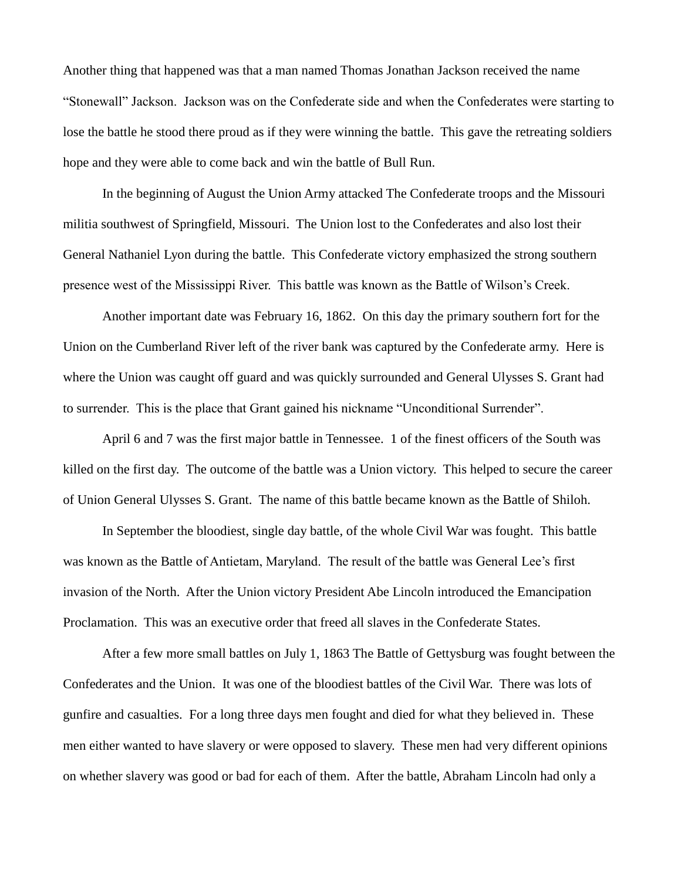Another thing that happened was that a man named Thomas Jonathan Jackson received the name "Stonewall" Jackson. Jackson was on the Confederate side and when the Confederates were starting to lose the battle he stood there proud as if they were winning the battle. This gave the retreating soldiers hope and they were able to come back and win the battle of Bull Run.

In the beginning of August the Union Army attacked The Confederate troops and the Missouri militia southwest of Springfield, Missouri. The Union lost to the Confederates and also lost their General Nathaniel Lyon during the battle. This Confederate victory emphasized the strong southern presence west of the Mississippi River. This battle was known as the Battle of Wilson's Creek.

Another important date was February 16, 1862. On this day the primary southern fort for the Union on the Cumberland River left of the river bank was captured by the Confederate army. Here is where the Union was caught off guard and was quickly surrounded and General Ulysses S. Grant had to surrender. This is the place that Grant gained his nickname "Unconditional Surrender".

April 6 and 7 was the first major battle in Tennessee. 1 of the finest officers of the South was killed on the first day. The outcome of the battle was a Union victory. This helped to secure the career of Union General Ulysses S. Grant. The name of this battle became known as the Battle of Shiloh.

In September the bloodiest, single day battle, of the whole Civil War was fought. This battle was known as the Battle of Antietam, Maryland. The result of the battle was General Lee's first invasion of the North. After the Union victory President Abe Lincoln introduced the Emancipation Proclamation. This was an executive order that freed all slaves in the Confederate States.

After a few more small battles on July 1, 1863 The Battle of Gettysburg was fought between the Confederates and the Union. It was one of the bloodiest battles of the Civil War. There was lots of gunfire and casualties. For a long three days men fought and died for what they believed in. These men either wanted to have slavery or were opposed to slavery. These men had very different opinions on whether slavery was good or bad for each of them. After the battle, Abraham Lincoln had only a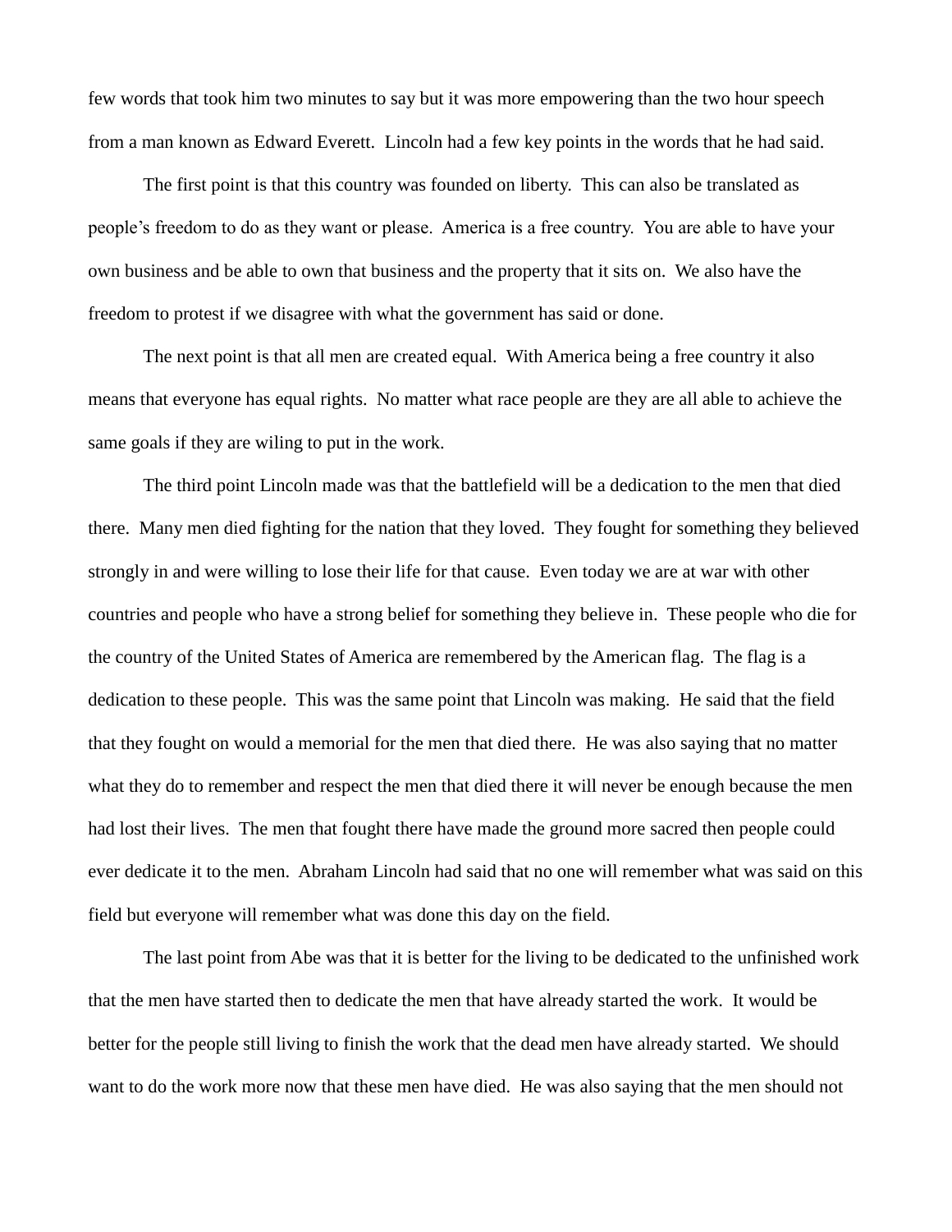few words that took him two minutes to say but it was more empowering than the two hour speech from a man known as Edward Everett. Lincoln had a few key points in the words that he had said.

The first point is that this country was founded on liberty. This can also be translated as people's freedom to do as they want or please. America is a free country. You are able to have your own business and be able to own that business and the property that it sits on. We also have the freedom to protest if we disagree with what the government has said or done.

The next point is that all men are created equal. With America being a free country it also means that everyone has equal rights. No matter what race people are they are all able to achieve the same goals if they are wiling to put in the work.

The third point Lincoln made was that the battlefield will be a dedication to the men that died there. Many men died fighting for the nation that they loved. They fought for something they believed strongly in and were willing to lose their life for that cause. Even today we are at war with other countries and people who have a strong belief for something they believe in. These people who die for the country of the United States of America are remembered by the American flag. The flag is a dedication to these people. This was the same point that Lincoln was making. He said that the field that they fought on would a memorial for the men that died there. He was also saying that no matter what they do to remember and respect the men that died there it will never be enough because the men had lost their lives. The men that fought there have made the ground more sacred then people could ever dedicate it to the men. Abraham Lincoln had said that no one will remember what was said on this field but everyone will remember what was done this day on the field.

The last point from Abe was that it is better for the living to be dedicated to the unfinished work that the men have started then to dedicate the men that have already started the work. It would be better for the people still living to finish the work that the dead men have already started. We should want to do the work more now that these men have died. He was also saying that the men should not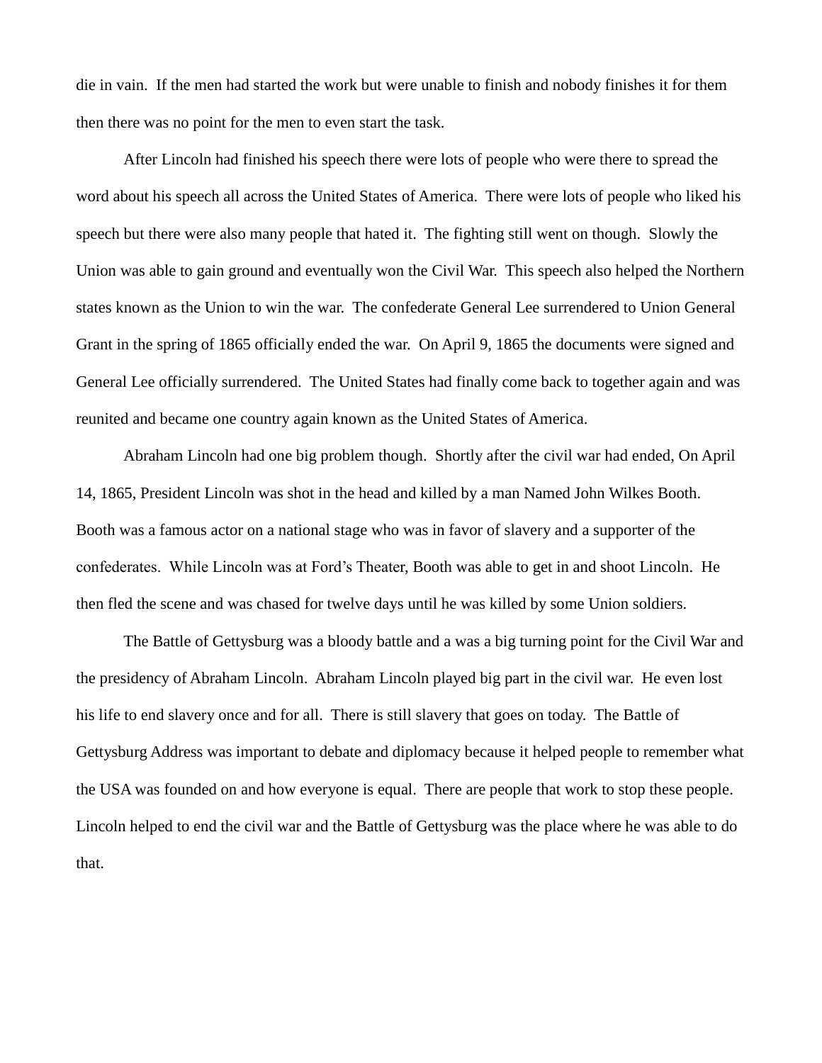die in vain. If the men had started the work but were unable to finish and nobody finishes it for them then there was no point for the men to even start the task.

After Lincoln had finished his speech there were lots of people who were there to spread the word about his speech all across the United States of America. There were lots of people who liked his speech but there were also many people that hated it. The fighting still went on though. Slowly the Union was able to gain ground and eventually won the Civil War. This speech also helped the Northern states known as the Union to win the war. The confederate General Lee surrendered to Union General Grant in the spring of 1865 officially ended the war. On April 9, 1865 the documents were signed and General Lee officially surrendered. The United States had finally come back to together again and was reunited and became one country again known as the United States of America.

Abraham Lincoln had one big problem though. Shortly after the civil war had ended, On April 14, 1865, President Lincoln was shot in the head and killed by a man Named John Wilkes Booth. Booth was a famous actor on a national stage who was in favor of slavery and a supporter of the confederates. While Lincoln was at Ford's Theater, Booth was able to get in and shoot Lincoln. He then fled the scene and was chased for twelve days until he was killed by some Union soldiers.

The Battle of Gettysburg was a bloody battle and a was a big turning point for the Civil War and the presidency of Abraham Lincoln. Abraham Lincoln played big part in the civil war. He even lost his life to end slavery once and for all. There is still slavery that goes on today. The Battle of Gettysburg Address was important to debate and diplomacy because it helped people to remember what the USA was founded on and how everyone is equal. There are people that work to stop these people. Lincoln helped to end the civil war and the Battle of Gettysburg was the place where he was able to do that.